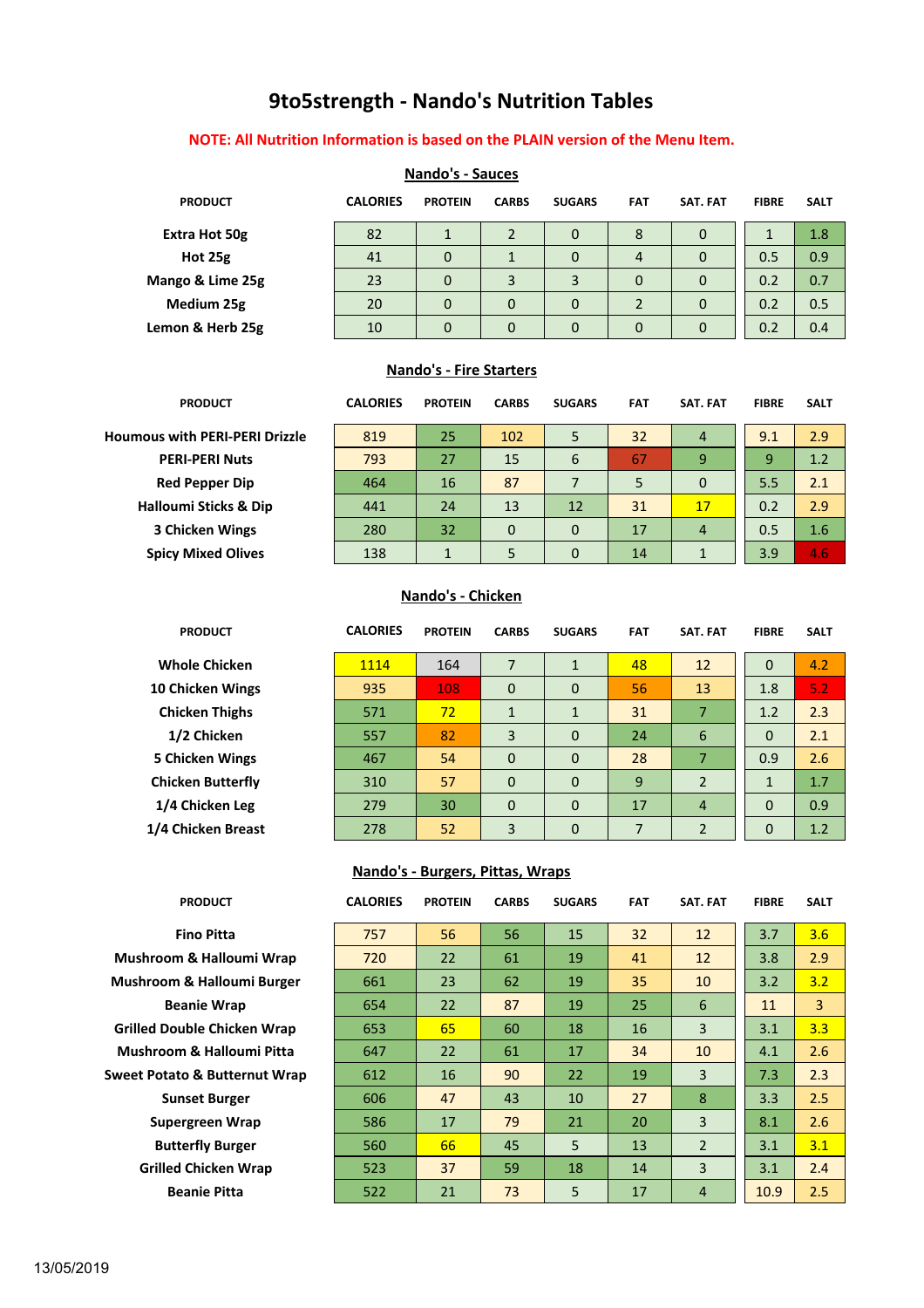# 9to5strength - Nando's Nutrition Tables

**NOTE: All Nutrition Information is based on the PLAIN version of the Menu Item.**

## Nando's - Sauces

| PRODUCT | CALORIES | PROTEIN | CARBS | SUGARS | FAT | SAT. FAT | FIBRE | SALT |
|---|---|---|---|---|---|---|---|---|
| Extra Hot 50g | 82 | 1 | 2 | 0 | 8 | 0 | 1 | 1.8 |
| Hot 25g | 41 | 0 | 1 | 0 | 4 | 0 | 0.5 | 0.9 |
| Mango & Lime 25g | 23 | 0 | 3 | 3 | 0 | 0 | 0.2 | 0.7 |
| Medium 25g | 20 | 0 | 0 | 0 | 2 | 0 | 0.2 | 0.5 |
| Lemon & Herb 25g | 10 | 0 | 0 | 0 | 0 | 0 | 0.2 | 0.4 |

## Nando's - Fire Starters

| PRODUCT | CALORIES | PROTEIN | CARBS | SUGARS | FAT | SAT. FAT | FIBRE | SALT |
|---|---|---|---|---|---|---|---|---|
| Houmous with PERI-PERI Drizzle | 819 | 25 | 102 | 5 | 32 | 4 | 9.1 | 2.9 |
| PERI-PERI Nuts | 793 | 27 | 15 | 6 | 67 | 9 | 9 | 1.2 |
| Red Pepper Dip | 464 | 16 | 87 | 7 | 5 | 0 | 5.5 | 2.1 |
| Halloumi Sticks & Dip | 441 | 24 | 13 | 12 | 31 | 17 | 0.2 | 2.9 |
| 3 Chicken Wings | 280 | 32 | 0 | 0 | 17 | 4 | 0.5 | 1.6 |
| Spicy Mixed Olives | 138 | 1 | 5 | 0 | 14 | 1 | 3.9 | 4.6 |

## Nando's - Chicken

| PRODUCT | CALORIES | PROTEIN | CARBS | SUGARS | FAT | SAT. FAT | FIBRE | SALT |
|---|---|---|---|---|---|---|---|---|
| Whole Chicken | 1114 | 164 | 7 | 1 | 48 | 12 | 0 | 4.2 |
| 10 Chicken Wings | 935 | 108 | 0 | 0 | 56 | 13 | 1.8 | 5.2 |
| Chicken Thighs | 571 | 72 | 1 | 1 | 31 | 7 | 1.2 | 2.3 |
| 1/2 Chicken | 557 | 82 | 3 | 0 | 24 | 6 | 0 | 2.1 |
| 5 Chicken Wings | 467 | 54 | 0 | 0 | 28 | 7 | 0.9 | 2.6 |
| Chicken Butterfly | 310 | 57 | 0 | 0 | 9 | 2 | 1 | 1.7 |
| 1/4 Chicken Leg | 279 | 30 | 0 | 0 | 17 | 4 | 0 | 0.9 |
| 1/4 Chicken Breast | 278 | 52 | 3 | 0 | 7 | 2 | 0 | 1.2 |

## Nando's - Burgers, Pittas, Wraps

| PRODUCT | CALORIES | PROTEIN | CARBS | SUGARS | FAT | SAT. FAT | FIBRE | SALT |
|---|---|---|---|---|---|---|---|---|
| Fino Pitta | 757 | 56 | 56 | 15 | 32 | 12 | 3.7 | 3.6 |
| Mushroom & Halloumi Wrap | 720 | 22 | 61 | 19 | 41 | 12 | 3.8 | 2.9 |
| Mushroom & Halloumi Burger | 661 | 23 | 62 | 19 | 35 | 10 | 3.2 | 3.2 |
| Beanie Wrap | 654 | 22 | 87 | 19 | 25 | 6 | 11 | 3 |
| Grilled Double Chicken Wrap | 653 | 65 | 60 | 18 | 16 | 3 | 3.1 | 3.3 |
| Mushroom & Halloumi Pitta | 647 | 22 | 61 | 17 | 34 | 10 | 4.1 | 2.6 |
| Sweet Potato & Butternut Wrap | 612 | 16 | 90 | 22 | 19 | 3 | 7.3 | 2.3 |
| Sunset Burger | 606 | 47 | 43 | 10 | 27 | 8 | 3.3 | 2.5 |
| Supergreen Wrap | 586 | 17 | 79 | 21 | 20 | 3 | 8.1 | 2.6 |
| Butterfly Burger | 560 | 66 | 45 | 5 | 13 | 2 | 3.1 | 3.1 |
| Grilled Chicken Wrap | 523 | 37 | 59 | 18 | 14 | 3 | 3.1 | 2.4 |
| Beanie Pitta | 522 | 21 | 73 | 5 | 17 | 4 | 10.9 | 2.5 |

13/05/2019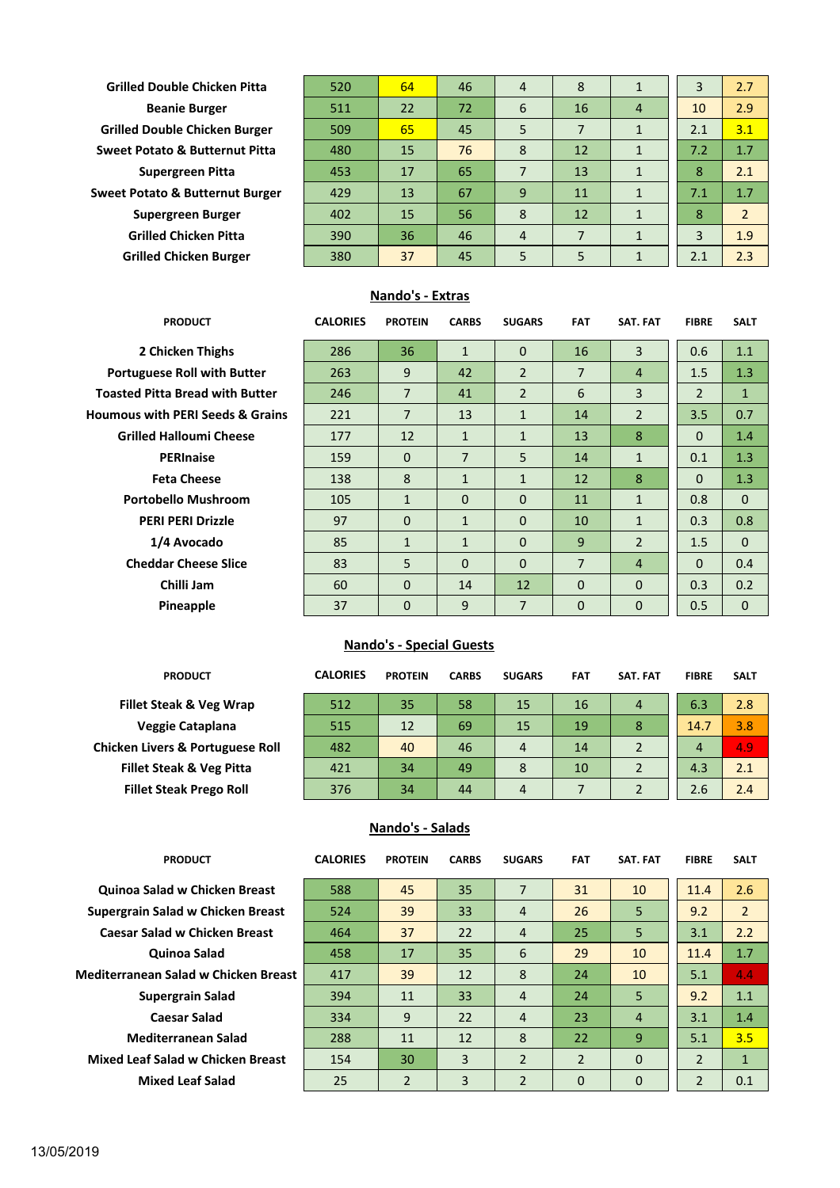| | | | | | | | | |
|---|---|---|---|---|---|---|---|---|
| **Grilled Double Chicken Pitta** | 520 | 64 | 46 | 4 | 8 | 1 | 3 | 2.7 |
| **Beanie Burger** | 511 | 22 | 72 | 6 | 16 | 4 | 10 | 2.9 |
| **Grilled Double Chicken Burger** | 509 | 65 | 45 | 5 | 7 | 1 | 2.1 | 3.1 |
| **Sweet Potato & Butternut Pitta** | 480 | 15 | 76 | 8 | 12 | 1 | 7.2 | 1.7 |
| **Supergreen Pitta** | 453 | 17 | 65 | 7 | 13 | 1 | 8 | 2.1 |
| **Sweet Potato & Butternut Burger** | 429 | 13 | 67 | 9 | 11 | 1 | 7.1 | 1.7 |
| **Supergreen Burger** | 402 | 15 | 56 | 8 | 12 | 1 | 8 | 2 |
| **Grilled Chicken Pitta** | 390 | 36 | 46 | 4 | 7 | 1 | 3 | 1.9 |
| **Grilled Chicken Burger** | 380 | 37 | 45 | 5 | 5 | 1 | 2.1 | 2.3 |

## Nando's - Extras

| PRODUCT | CALORIES | PROTEIN | CARBS | SUGARS | FAT | SAT. FAT | FIBRE | SALT |
|---|---|---|---|---|---|---|---|---|
| **2 Chicken Thighs** | 286 | 36 | 1 | 0 | 16 | 3 | 0.6 | 1.1 |
| **Portuguese Roll with Butter** | 263 | 9 | 42 | 2 | 7 | 4 | 1.5 | 1.3 |
| **Toasted Pitta Bread with Butter** | 246 | 7 | 41 | 2 | 6 | 3 | 2 | 1 |
| **Houmous with PERI Seeds & Grains** | 221 | 7 | 13 | 1 | 14 | 2 | 3.5 | 0.7 |
| **Grilled Halloumi Cheese** | 177 | 12 | 1 | 1 | 13 | 8 | 0 | 1.4 |
| **PERInaise** | 159 | 0 | 7 | 5 | 14 | 1 | 0.1 | 1.3 |
| **Feta Cheese** | 138 | 8 | 1 | 1 | 12 | 8 | 0 | 1.3 |
| **Portobello Mushroom** | 105 | 1 | 0 | 0 | 11 | 1 | 0.8 | 0 |
| **PERI PERI Drizzle** | 97 | 0 | 1 | 0 | 10 | 1 | 0.3 | 0.8 |
| **1/4 Avocado** | 85 | 1 | 1 | 0 | 9 | 2 | 1.5 | 0 |
| **Cheddar Cheese Slice** | 83 | 5 | 0 | 0 | 7 | 4 | 0 | 0.4 |
| **Chilli Jam** | 60 | 0 | 14 | 12 | 0 | 0 | 0.3 | 0.2 |
| **Pineapple** | 37 | 0 | 9 | 7 | 0 | 0 | 0.5 | 0 |

## Nando's - Special Guests

| PRODUCT | CALORIES | PROTEIN | CARBS | SUGARS | FAT | SAT. FAT | FIBRE | SALT |
|---|---|---|---|---|---|---|---|---|
| **Fillet Steak & Veg Wrap** | 512 | 35 | 58 | 15 | 16 | 4 | 6.3 | 2.8 |
| **Veggie Cataplana** | 515 | 12 | 69 | 15 | 19 | 8 | 14.7 | 3.8 |
| **Chicken Livers & Portuguese Roll** | 482 | 40 | 46 | 4 | 14 | 2 | 4 | 4.9 |
| **Fillet Steak & Veg Pitta** | 421 | 34 | 49 | 8 | 10 | 2 | 4.3 | 2.1 |
| **Fillet Steak Prego Roll** | 376 | 34 | 44 | 4 | 7 | 2 | 2.6 | 2.4 |

## Nando's - Salads

| PRODUCT | CALORIES | PROTEIN | CARBS | SUGARS | FAT | SAT. FAT | FIBRE | SALT |
|---|---|---|---|---|---|---|---|---|
| **Quinoa Salad w Chicken Breast** | 588 | 45 | 35 | 7 | 31 | 10 | 11.4 | 2.6 |
| **Supergrain Salad w Chicken Breast** | 524 | 39 | 33 | 4 | 26 | 5 | 9.2 | 2 |
| **Caesar Salad w Chicken Breast** | 464 | 37 | 22 | 4 | 25 | 5 | 3.1 | 2.2 |
| **Quinoa Salad** | 458 | 17 | 35 | 6 | 29 | 10 | 11.4 | 1.7 |
| **Mediterranean Salad w Chicken Breast** | 417 | 39 | 12 | 8 | 24 | 10 | 5.1 | 4.4 |
| **Supergrain Salad** | 394 | 11 | 33 | 4 | 24 | 5 | 9.2 | 1.1 |
| **Caesar Salad** | 334 | 9 | 22 | 4 | 23 | 4 | 3.1 | 1.4 |
| **Mediterranean Salad** | 288 | 11 | 12 | 8 | 22 | 9 | 5.1 | 3.5 |
| **Mixed Leaf Salad w Chicken Breast** | 154 | 30 | 3 | 2 | 2 | 0 | 2 | 1 |
| **Mixed Leaf Salad** | 25 | 2 | 3 | 2 | 0 | 0 | 2 | 0.1 |

13/05/2019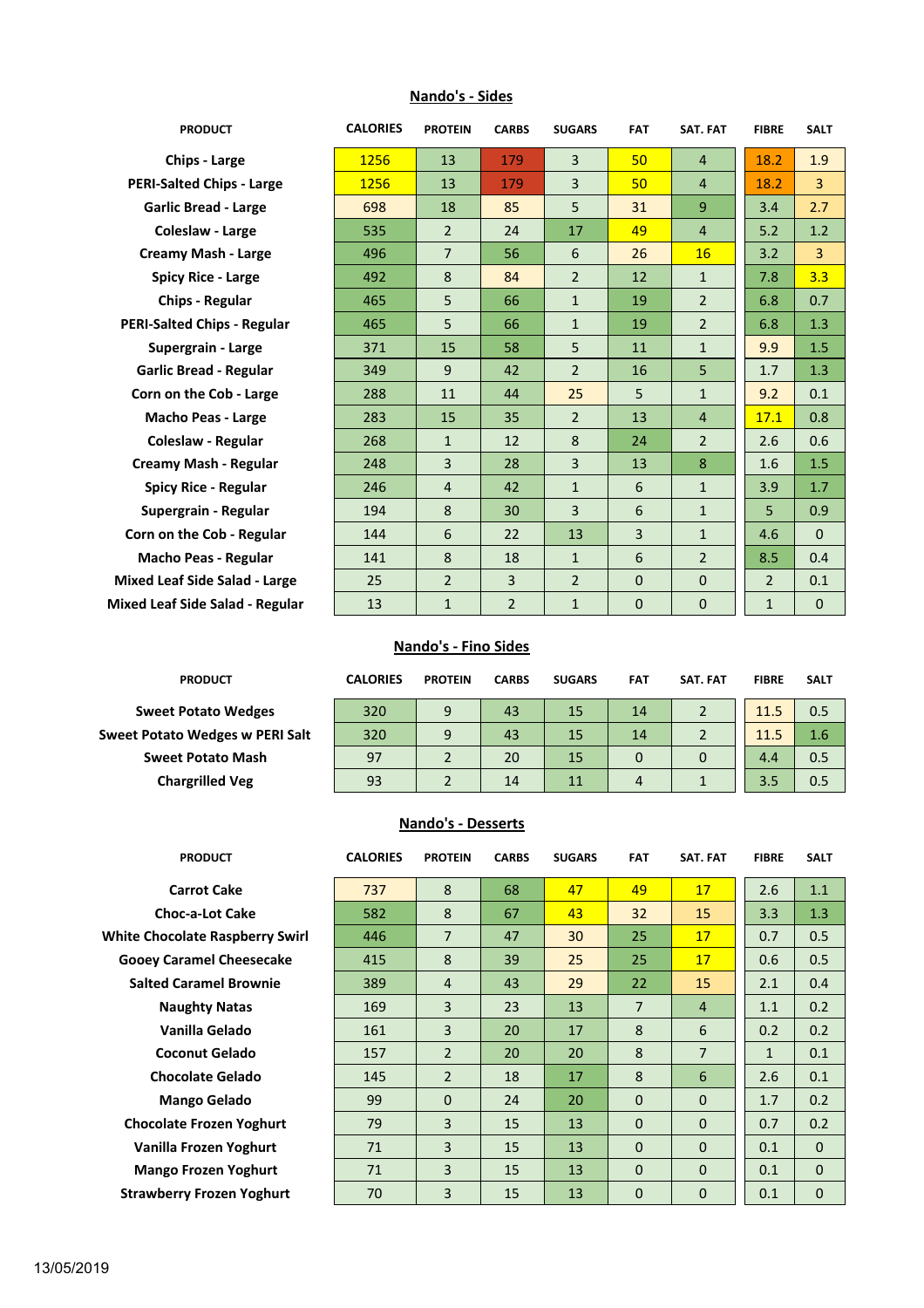## Nando's - Sides

| PRODUCT | CALORIES | PROTEIN | CARBS | SUGARS | FAT | SAT. FAT | FIBRE | SALT |
|---|---|---|---|---|---|---|---|---|
| Chips - Large | 1256 | 13 | 179 | 3 | 50 | 4 | 18.2 | 1.9 |
| PERI-Salted Chips - Large | 1256 | 13 | 179 | 3 | 50 | 4 | 18.2 | 3 |
| Garlic Bread - Large | 698 | 18 | 85 | 5 | 31 | 9 | 3.4 | 2.7 |
| Coleslaw - Large | 535 | 2 | 24 | 17 | 49 | 4 | 5.2 | 1.2 |
| Creamy Mash - Large | 496 | 7 | 56 | 6 | 26 | 16 | 3.2 | 3 |
| Spicy Rice - Large | 492 | 8 | 84 | 2 | 12 | 1 | 7.8 | 3.3 |
| Chips - Regular | 465 | 5 | 66 | 1 | 19 | 2 | 6.8 | 0.7 |
| PERI-Salted Chips - Regular | 465 | 5 | 66 | 1 | 19 | 2 | 6.8 | 1.3 |
| Supergrain - Large | 371 | 15 | 58 | 5 | 11 | 1 | 9.9 | 1.5 |
| Garlic Bread - Regular | 349 | 9 | 42 | 2 | 16 | 5 | 1.7 | 1.3 |
| Corn on the Cob - Large | 288 | 11 | 44 | 25 | 5 | 1 | 9.2 | 0.1 |
| Macho Peas - Large | 283 | 15 | 35 | 2 | 13 | 4 | 17.1 | 0.8 |
| Coleslaw - Regular | 268 | 1 | 12 | 8 | 24 | 2 | 2.6 | 0.6 |
| Creamy Mash - Regular | 248 | 3 | 28 | 3 | 13 | 8 | 1.6 | 1.5 |
| Spicy Rice - Regular | 246 | 4 | 42 | 1 | 6 | 1 | 3.9 | 1.7 |
| Supergrain - Regular | 194 | 8 | 30 | 3 | 6 | 1 | 5 | 0.9 |
| Corn on the Cob - Regular | 144 | 6 | 22 | 13 | 3 | 1 | 4.6 | 0 |
| Macho Peas - Regular | 141 | 8 | 18 | 1 | 6 | 2 | 8.5 | 0.4 |
| Mixed Leaf Side Salad - Large | 25 | 2 | 3 | 2 | 0 | 0 | 2 | 0.1 |
| Mixed Leaf Side Salad - Regular | 13 | 1 | 2 | 1 | 0 | 0 | 1 | 0 |

## Nando's - Fino Sides

| PRODUCT | CALORIES | PROTEIN | CARBS | SUGARS | FAT | SAT. FAT | FIBRE | SALT |
|---|---|---|---|---|---|---|---|---|
| Sweet Potato Wedges | 320 | 9 | 43 | 15 | 14 | 2 | 11.5 | 0.5 |
| Sweet Potato Wedges w PERI Salt | 320 | 9 | 43 | 15 | 14 | 2 | 11.5 | 1.6 |
| Sweet Potato Mash | 97 | 2 | 20 | 15 | 0 | 0 | 4.4 | 0.5 |
| Chargrilled Veg | 93 | 2 | 14 | 11 | 4 | 1 | 3.5 | 0.5 |

## Nando's - Desserts

| PRODUCT | CALORIES | PROTEIN | CARBS | SUGARS | FAT | SAT. FAT | FIBRE | SALT |
|---|---|---|---|---|---|---|---|---|
| Carrot Cake | 737 | 8 | 68 | 47 | 49 | 17 | 2.6 | 1.1 |
| Choc-a-Lot Cake | 582 | 8 | 67 | 43 | 32 | 15 | 3.3 | 1.3 |
| White Chocolate Raspberry Swirl | 446 | 7 | 47 | 30 | 25 | 17 | 0.7 | 0.5 |
| Gooey Caramel Cheesecake | 415 | 8 | 39 | 25 | 25 | 17 | 0.6 | 0.5 |
| Salted Caramel Brownie | 389 | 4 | 43 | 29 | 22 | 15 | 2.1 | 0.4 |
| Naughty Natas | 169 | 3 | 23 | 13 | 7 | 4 | 1.1 | 0.2 |
| Vanilla Gelado | 161 | 3 | 20 | 17 | 8 | 6 | 0.2 | 0.2 |
| Coconut Gelado | 157 | 2 | 20 | 20 | 8 | 7 | 1 | 0.1 |
| Chocolate Gelado | 145 | 2 | 18 | 17 | 8 | 6 | 2.6 | 0.1 |
| Mango Gelado | 99 | 0 | 24 | 20 | 0 | 0 | 1.7 | 0.2 |
| Chocolate Frozen Yoghurt | 79 | 3 | 15 | 13 | 0 | 0 | 0.7 | 0.2 |
| Vanilla Frozen Yoghurt | 71 | 3 | 15 | 13 | 0 | 0 | 0.1 | 0 |
| Mango Frozen Yoghurt | 71 | 3 | 15 | 13 | 0 | 0 | 0.1 | 0 |
| Strawberry Frozen Yoghurt | 70 | 3 | 15 | 13 | 0 | 0 | 0.1 | 0 |

13/05/2019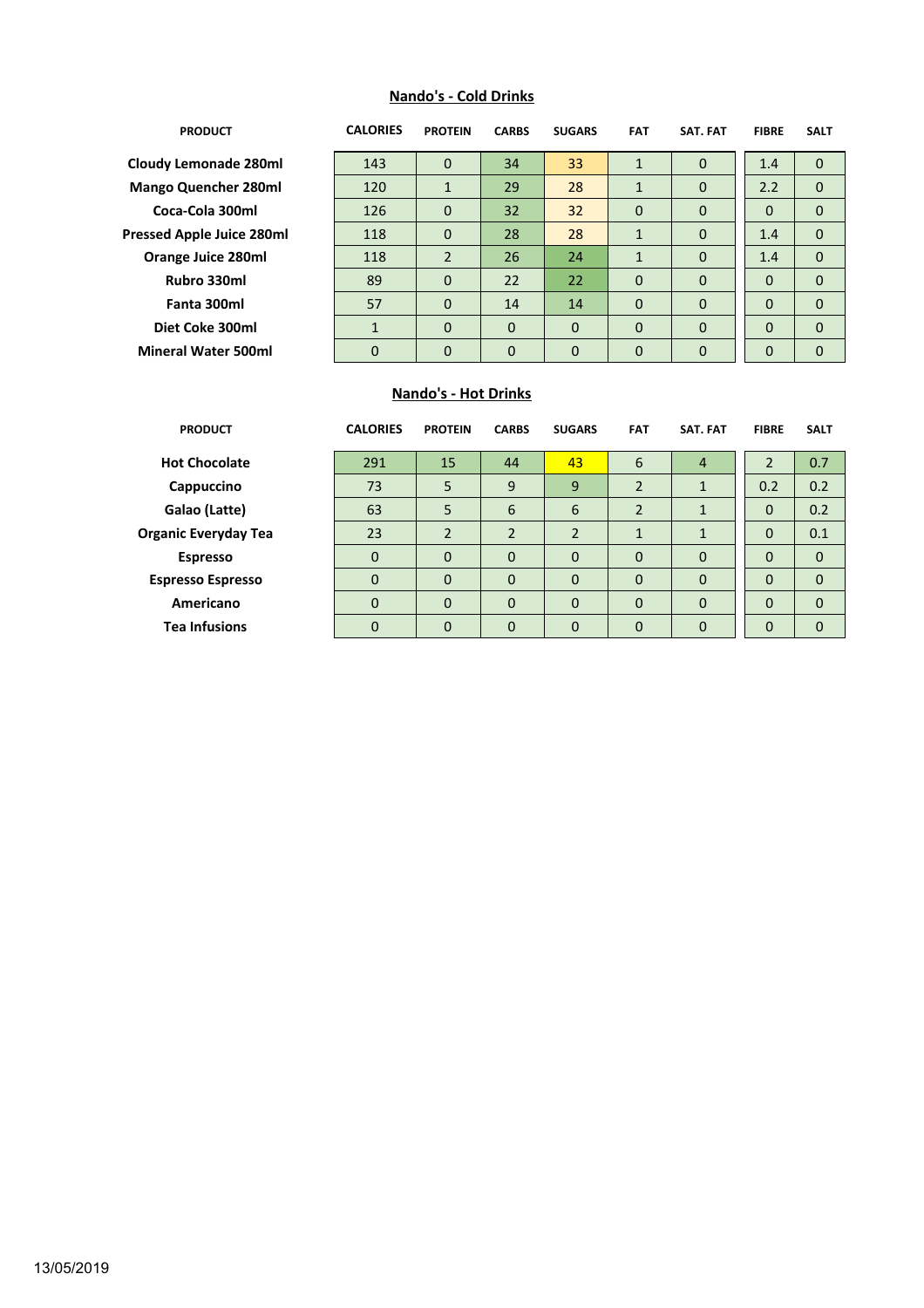## Nando's - Cold Drinks

| PRODUCT | CALORIES | PROTEIN | CARBS | SUGARS | FAT | SAT. FAT | FIBRE | SALT |
|---|---|---|---|---|---|---|---|---|
| **Cloudy Lemonade 280ml** | 143 | 0 | 34 | 33 | 1 | 0 | 1.4 | 0 |
| **Mango Quencher 280ml** | 120 | 1 | 29 | 28 | 1 | 0 | 2.2 | 0 |
| **Coca-Cola 300ml** | 126 | 0 | 32 | 32 | 0 | 0 | 0 | 0 |
| **Pressed Apple Juice 280ml** | 118 | 0 | 28 | 28 | 1 | 0 | 1.4 | 0 |
| **Orange Juice 280ml** | 118 | 2 | 26 | 24 | 1 | 0 | 1.4 | 0 |
| **Rubro 330ml** | 89 | 0 | 22 | 22 | 0 | 0 | 0 | 0 |
| **Fanta 300ml** | 57 | 0 | 14 | 14 | 0 | 0 | 0 | 0 |
| **Diet Coke 300ml** | 1 | 0 | 0 | 0 | 0 | 0 | 0 | 0 |
| **Mineral Water 500ml** | 0 | 0 | 0 | 0 | 0 | 0 | 0 | 0 |

## Nando's - Hot Drinks

| PRODUCT | CALORIES | PROTEIN | CARBS | SUGARS | FAT | SAT. FAT | FIBRE | SALT |
|---|---|---|---|---|---|---|---|---|
| **Hot Chocolate** | 291 | 15 | 44 | 43 | 6 | 4 | 2 | 0.7 |
| **Cappuccino** | 73 | 5 | 9 | 9 | 2 | 1 | 0.2 | 0.2 |
| **Galao (Latte)** | 63 | 5 | 6 | 6 | 2 | 1 | 0 | 0.2 |
| **Organic Everyday Tea** | 23 | 2 | 2 | 2 | 1 | 1 | 0 | 0.1 |
| **Espresso** | 0 | 0 | 0 | 0 | 0 | 0 | 0 | 0 |
| **Espresso Espresso** | 0 | 0 | 0 | 0 | 0 | 0 | 0 | 0 |
| **Americano** | 0 | 0 | 0 | 0 | 0 | 0 | 0 | 0 |
| **Tea Infusions** | 0 | 0 | 0 | 0 | 0 | 0 | 0 | 0 |

13/05/2019